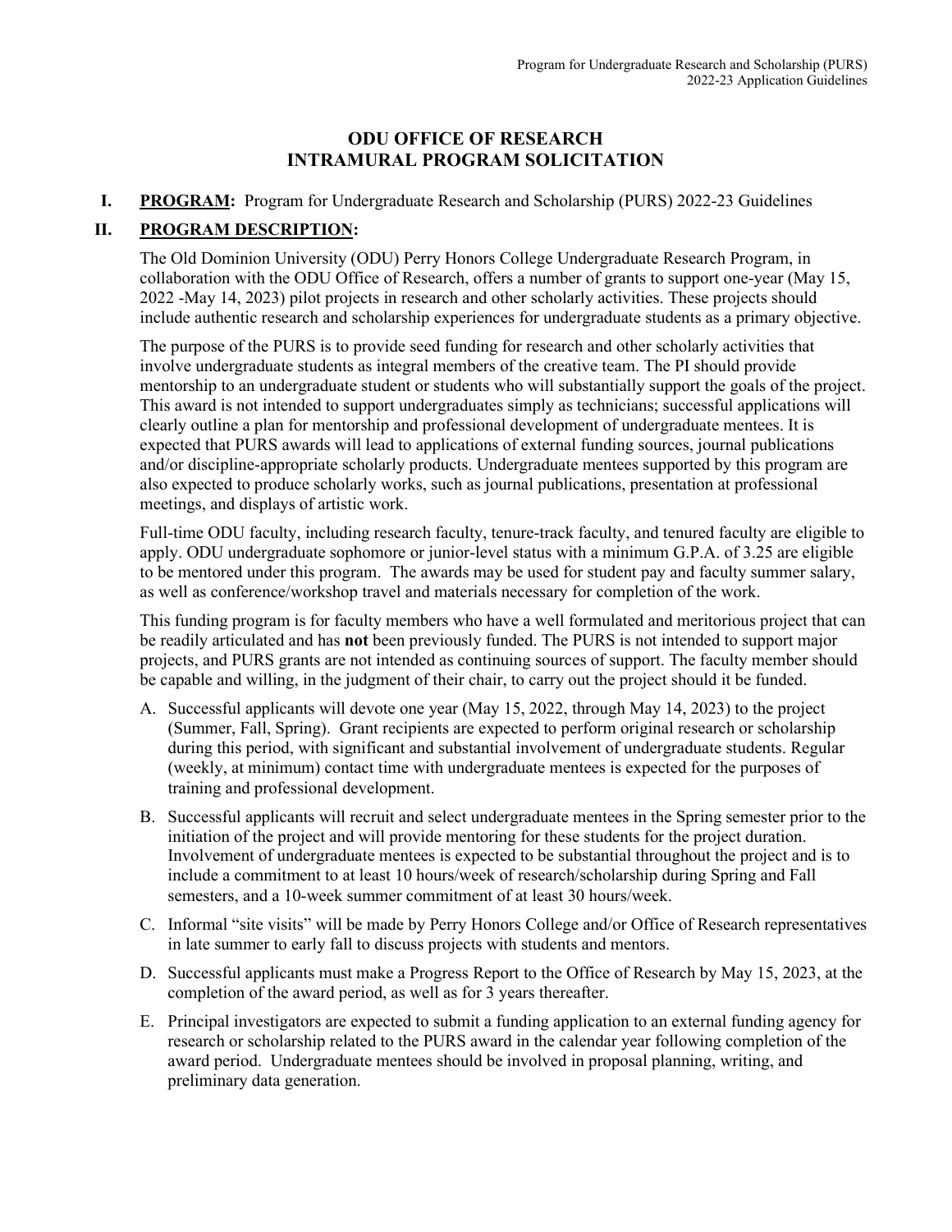# ODU OFFICE OF RESEARCH INTRAMURAL PROGRAM SOLICITATION

## I. **PROGRAM:** Program for Undergraduate Research and Scholarship (PURS) 2022-23 Guidelines

## II. **PROGRAM DESCRIPTION:**

The Old Dominion University (ODU) Perry Honors College Undergraduate Research Program, in collaboration with the ODU Office of Research, offers a number of grants to support one-year (May 15, 2022 -May 14, 2023) pilot projects in research and other scholarly activities. These projects should include authentic research and scholarship experiences for undergraduate students as a primary objective.

The purpose of the PURS is to provide seed funding for research and other scholarly activities that involve undergraduate students as integral members of the creative team. The PI should provide mentorship to an undergraduate student or students who will substantially support the goals of the project. This award is not intended to support undergraduates simply as technicians; successful applications will clearly outline a plan for mentorship and professional development of undergraduate mentees. It is expected that PURS awards will lead to applications of external funding sources, journal publications and/or discipline-appropriate scholarly products. Undergraduate mentees supported by this program are also expected to produce scholarly works, such as journal publications, presentation at professional meetings, and displays of artistic work.

Full-time ODU faculty, including research faculty, tenure-track faculty, and tenured faculty are eligible to apply. ODU undergraduate sophomore or junior-level status with a minimum G.P.A. of 3.25 are eligible to be mentored under this program. The awards may be used for student pay and faculty summer salary, as well as conference/workshop travel and materials necessary for completion of the work.

This funding program is for faculty members who have a well formulated and meritorious project that can be readily articulated and has **not** been previously funded. The PURS is not intended to support major projects, and PURS grants are not intended as continuing sources of support. The faculty member should be capable and willing, in the judgment of their chair, to carry out the project should it be funded.

A. Successful applicants will devote one year (May 15, 2022, through May 14, 2023) to the project (Summer, Fall, Spring). Grant recipients are expected to perform original research or scholarship during this period, with significant and substantial involvement of undergraduate students. Regular (weekly, at minimum) contact time with undergraduate mentees is expected for the purposes of training and professional development.

B. Successful applicants will recruit and select undergraduate mentees in the Spring semester prior to the initiation of the project and will provide mentoring for these students for the project duration. Involvement of undergraduate mentees is expected to be substantial throughout the project and is to include a commitment to at least 10 hours/week of research/scholarship during Spring and Fall semesters, and a 10-week summer commitment of at least 30 hours/week.

C. Informal "site visits" will be made by Perry Honors College and/or Office of Research representatives in late summer to early fall to discuss projects with students and mentors.

D. Successful applicants must make a Progress Report to the Office of Research by May 15, 2023, at the completion of the award period, as well as for 3 years thereafter.

E. Principal investigators are expected to submit a funding application to an external funding agency for research or scholarship related to the PURS award in the calendar year following completion of the award period. Undergraduate mentees should be involved in proposal planning, writing, and preliminary data generation.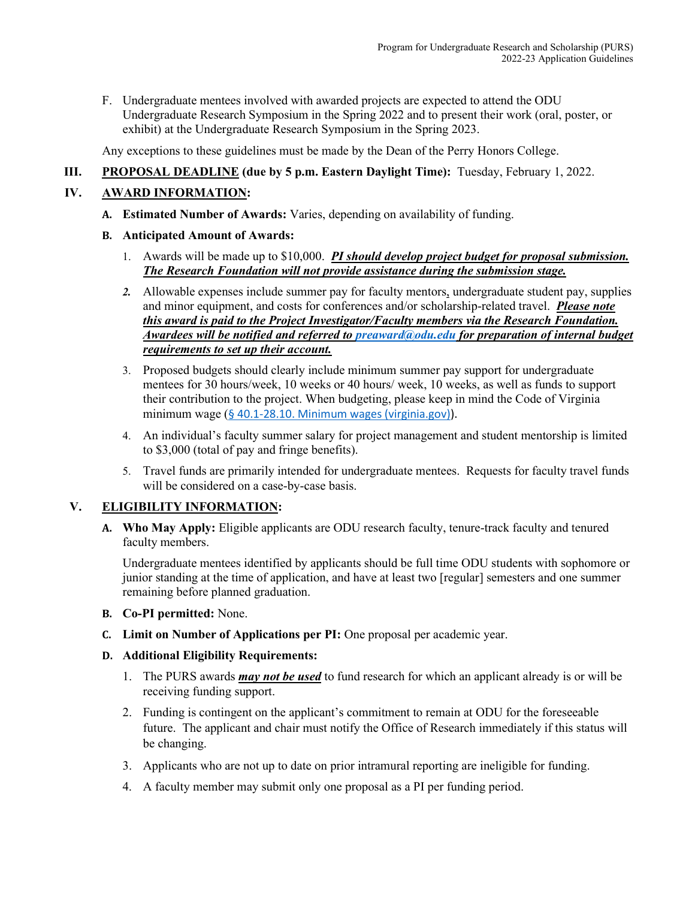F. Undergraduate mentees involved with awarded projects are expected to attend the ODU Undergraduate Research Symposium in the Spring 2022 and to present their work (oral, poster, or exhibit) at the Undergraduate Research Symposium in the Spring 2023.

Any exceptions to these guidelines must be made by the Dean of the Perry Honors College.

## III. PROPOSAL DEADLINE (due by 5 p.m. Eastern Daylight Time): Tuesday, February 1, 2022.

## IV. AWARD INFORMATION:

**A. Estimated Number of Awards:** Varies, depending on availability of funding.

**B. Anticipated Amount of Awards:**

1. Awards will be made up to $10,000. ***PI should develop project budget for proposal submission. The Research Foundation will not provide assistance during the submission stage.***
2. Allowable expenses include summer pay for faculty mentors, undergraduate student pay, supplies and minor equipment, and costs for conferences and/or scholarship-related travel. ***Please note this award is paid to the Project Investigator/Faculty members via the Research Foundation. Awardees will be notified and referred to preaward@odu.edu for preparation of internal budget requirements to set up their account.***
3. Proposed budgets should clearly include minimum summer pay support for undergraduate mentees for 30 hours/week, 10 weeks or 40 hours/ week, 10 weeks, as well as funds to support their contribution to the project. When budgeting, please keep in mind the Code of Virginia minimum wage (§ 40.1-28.10. Minimum wages (virginia.gov)).
4. An individual's faculty summer salary for project management and student mentorship is limited to $3,000 (total of pay and fringe benefits).
5. Travel funds are primarily intended for undergraduate mentees. Requests for faculty travel funds will be considered on a case-by-case basis.

## V. ELIGIBILITY INFORMATION:

**A. Who May Apply:** Eligible applicants are ODU research faculty, tenure-track faculty and tenured faculty members.

Undergraduate mentees identified by applicants should be full time ODU students with sophomore or junior standing at the time of application, and have at least two [regular] semesters and one summer remaining before planned graduation.

**B. Co-PI permitted:** None.

**C. Limit on Number of Applications per PI:** One proposal per academic year.

**D. Additional Eligibility Requirements:**

1. The PURS awards ***may not be used*** to fund research for which an applicant already is or will be receiving funding support.
2. Funding is contingent on the applicant's commitment to remain at ODU for the foreseeable future. The applicant and chair must notify the Office of Research immediately if this status will be changing.
3. Applicants who are not up to date on prior intramural reporting are ineligible for funding.
4. A faculty member may submit only one proposal as a PI per funding period.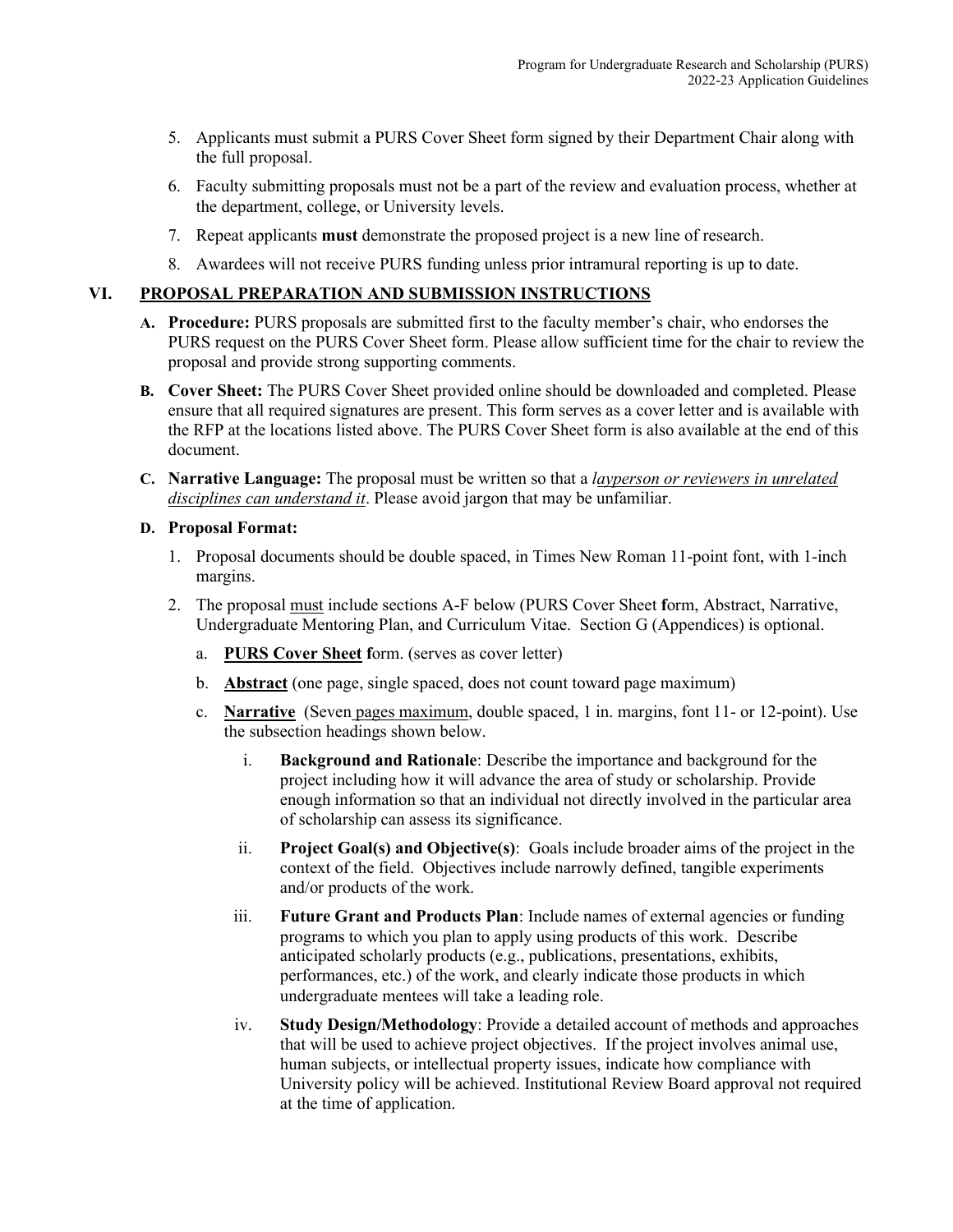5. Applicants must submit a PURS Cover Sheet form signed by their Department Chair along with the full proposal.
6. Faculty submitting proposals must not be a part of the review and evaluation process, whether at the department, college, or University levels.
7. Repeat applicants **must** demonstrate the proposed project is a new line of research.
8. Awardees will not receive PURS funding unless prior intramural reporting is up to date.

## VI. PROPOSAL PREPARATION AND SUBMISSION INSTRUCTIONS

**A. Procedure:** PURS proposals are submitted first to the faculty member's chair, who endorses the PURS request on the PURS Cover Sheet form. Please allow sufficient time for the chair to review the proposal and provide strong supporting comments.

**B. Cover Sheet:** The PURS Cover Sheet provided online should be downloaded and completed. Please ensure that all required signatures are present. This form serves as a cover letter and is available with the RFP at the locations listed above. The PURS Cover Sheet form is also available at the end of this document.

**C. Narrative Language:** The proposal must be written so that a *layperson or reviewers in unrelated disciplines can understand it*. Please avoid jargon that may be unfamiliar.

**D. Proposal Format:**

1. Proposal documents should be double spaced, in Times New Roman 11-point font, with 1-inch margins.
2. The proposal must include sections A-F below (PURS Cover Sheet **f**orm, Abstract, Narrative, Undergraduate Mentoring Plan, and Curriculum Vitae. Section G (Appendices) is optional.
   a. **PURS Cover Sheet f**orm. (serves as cover letter)
   b. **Abstract** (one page, single spaced, does not count toward page maximum)
   c. **Narrative** (Seven pages maximum, double spaced, 1 in. margins, font 11- or 12-point). Use the subsection headings shown below.
      i. **Background and Rationale**: Describe the importance and background for the project including how it will advance the area of study or scholarship. Provide enough information so that an individual not directly involved in the particular area of scholarship can assess its significance.
      ii. **Project Goal(s) and Objective(s)**: Goals include broader aims of the project in the context of the field. Objectives include narrowly defined, tangible experiments and/or products of the work.
      iii. **Future Grant and Products Plan**: Include names of external agencies or funding programs to which you plan to apply using products of this work. Describe anticipated scholarly products (e.g., publications, presentations, exhibits, performances, etc.) of the work, and clearly indicate those products in which undergraduate mentees will take a leading role.
      iv. **Study Design/Methodology**: Provide a detailed account of methods and approaches that will be used to achieve project objectives. If the project involves animal use, human subjects, or intellectual property issues, indicate how compliance with University policy will be achieved. Institutional Review Board approval not required at the time of application.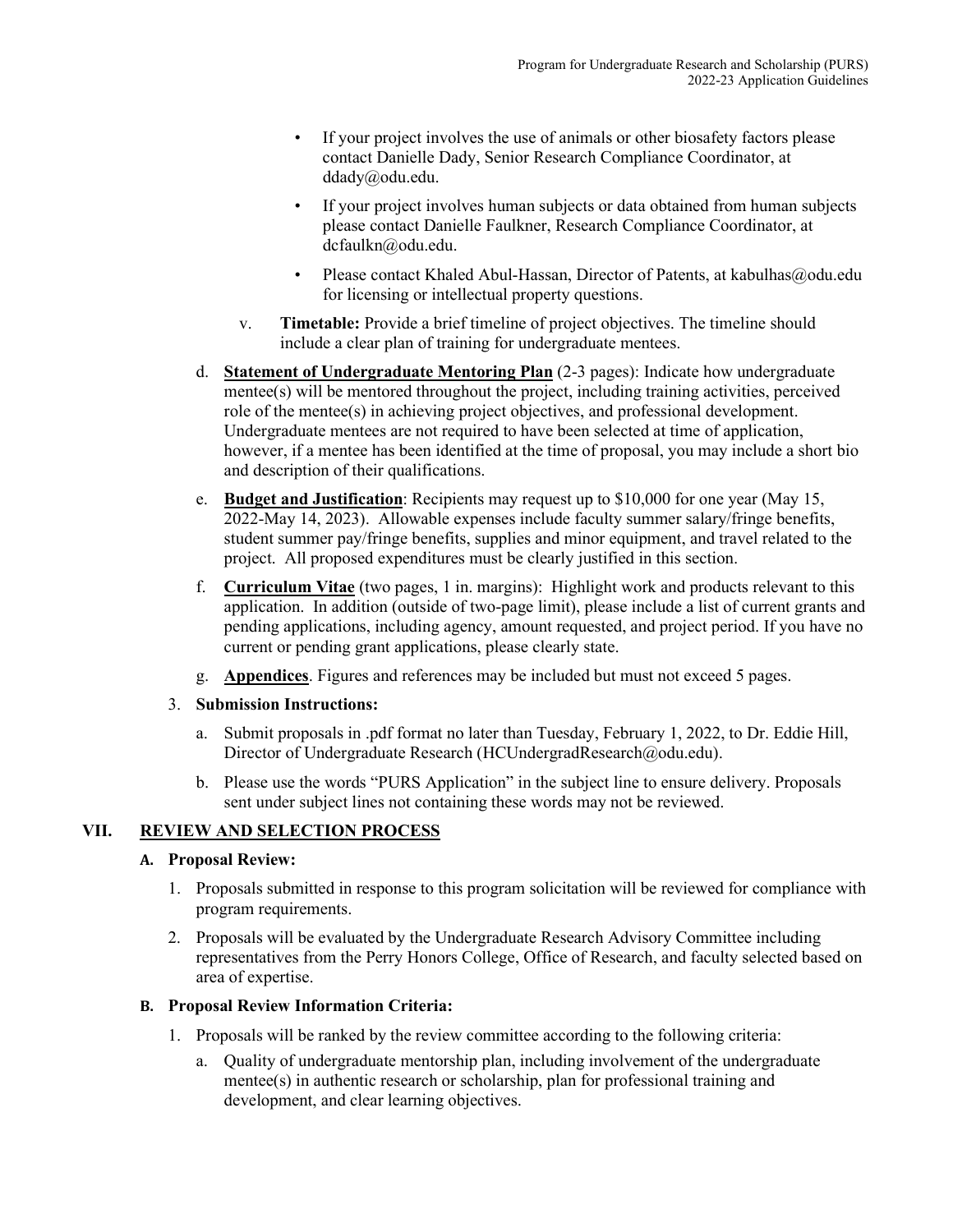- If your project involves the use of animals or other biosafety factors please contact Danielle Dady, Senior Research Compliance Coordinator, at ddady@odu.edu.
- If your project involves human subjects or data obtained from human subjects please contact Danielle Faulkner, Research Compliance Coordinator, at dcfaulkn@odu.edu.
- Please contact Khaled Abul-Hassan, Director of Patents, at kabulhas@odu.edu for licensing or intellectual property questions.

v. **Timetable:** Provide a brief timeline of project objectives. The timeline should include a clear plan of training for undergraduate mentees.

d. **Statement of Undergraduate Mentoring Plan** (2-3 pages): Indicate how undergraduate mentee(s) will be mentored throughout the project, including training activities, perceived role of the mentee(s) in achieving project objectives, and professional development. Undergraduate mentees are not required to have been selected at time of application, however, if a mentee has been identified at the time of proposal, you may include a short bio and description of their qualifications.

e. **Budget and Justification**: Recipients may request up to $10,000 for one year (May 15, 2022-May 14, 2023). Allowable expenses include faculty summer salary/fringe benefits, student summer pay/fringe benefits, supplies and minor equipment, and travel related to the project. All proposed expenditures must be clearly justified in this section.

f. **Curriculum Vitae** (two pages, 1 in. margins): Highlight work and products relevant to this application. In addition (outside of two-page limit), please include a list of current grants and pending applications, including agency, amount requested, and project period. If you have no current or pending grant applications, please clearly state.

g. **Appendices**. Figures and references may be included but must not exceed 5 pages.

3. **Submission Instructions:**

   a. Submit proposals in .pdf format no later than Tuesday, February 1, 2022, to Dr. Eddie Hill, Director of Undergraduate Research (HCUndergradResearch@odu.edu).

   b. Please use the words "PURS Application" in the subject line to ensure delivery. Proposals sent under subject lines not containing these words may not be reviewed.

## VII. REVIEW AND SELECTION PROCESS

### A. Proposal Review:

1. Proposals submitted in response to this program solicitation will be reviewed for compliance with program requirements.
2. Proposals will be evaluated by the Undergraduate Research Advisory Committee including representatives from the Perry Honors College, Office of Research, and faculty selected based on area of expertise.

### B. Proposal Review Information Criteria:

1. Proposals will be ranked by the review committee according to the following criteria:

   a. Quality of undergraduate mentorship plan, including involvement of the undergraduate mentee(s) in authentic research or scholarship, plan for professional training and development, and clear learning objectives.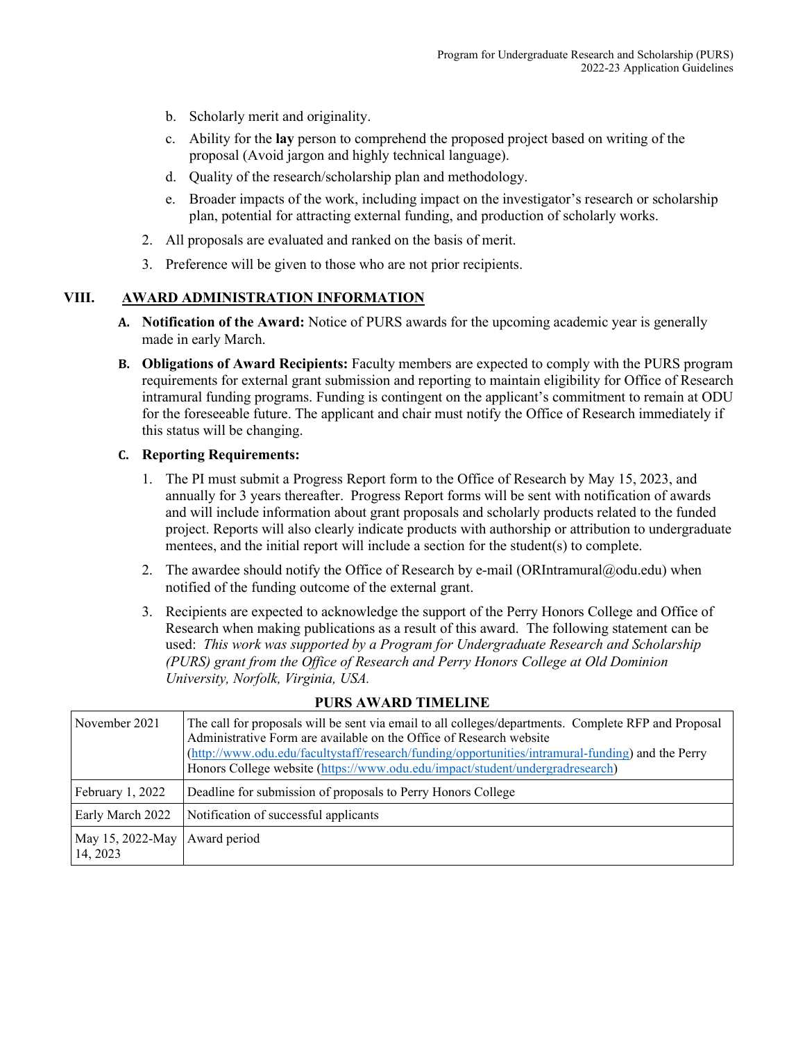b. Scholarly merit and originality.
c. Ability for the **lay** person to comprehend the proposed project based on writing of the proposal (Avoid jargon and highly technical language).
d. Quality of the research/scholarship plan and methodology.
e. Broader impacts of the work, including impact on the investigator's research or scholarship plan, potential for attracting external funding, and production of scholarly works.

2. All proposals are evaluated and ranked on the basis of merit.
3. Preference will be given to those who are not prior recipients.

## VIII. AWARD ADMINISTRATION INFORMATION

**A. Notification of the Award:** Notice of PURS awards for the upcoming academic year is generally made in early March.

**B. Obligations of Award Recipients:** Faculty members are expected to comply with the PURS program requirements for external grant submission and reporting to maintain eligibility for Office of Research intramural funding programs. Funding is contingent on the applicant's commitment to remain at ODU for the foreseeable future. The applicant and chair must notify the Office of Research immediately if this status will be changing.

**C. Reporting Requirements:**

1. The PI must submit a Progress Report form to the Office of Research by May 15, 2023, and annually for 3 years thereafter. Progress Report forms will be sent with notification of awards and will include information about grant proposals and scholarly products related to the funded project. Reports will also clearly indicate products with authorship or attribution to undergraduate mentees, and the initial report will include a section for the student(s) to complete.
2. The awardee should notify the Office of Research by e-mail (ORIntramural@odu.edu) when notified of the funding outcome of the external grant.
3. Recipients are expected to acknowledge the support of the Perry Honors College and Office of Research when making publications as a result of this award. The following statement can be used: *This work was supported by a Program for Undergraduate Research and Scholarship (PURS) grant from the Office of Research and Perry Honors College at Old Dominion University, Norfolk, Virginia, USA.*

**PURS AWARD TIMELINE**

| | |
|---|---|
| November 2021 | The call for proposals will be sent via email to all colleges/departments. Complete RFP and Proposal Administrative Form are available on the Office of Research website (http://www.odu.edu/facultystaff/research/funding/opportunities/intramural-funding) and the Perry Honors College website (https://www.odu.edu/impact/student/undergradresearch) |
| February 1, 2022 | Deadline for submission of proposals to Perry Honors College |
| Early March 2022 | Notification of successful applicants |
| May 15, 2022-May 14, 2023 | Award period |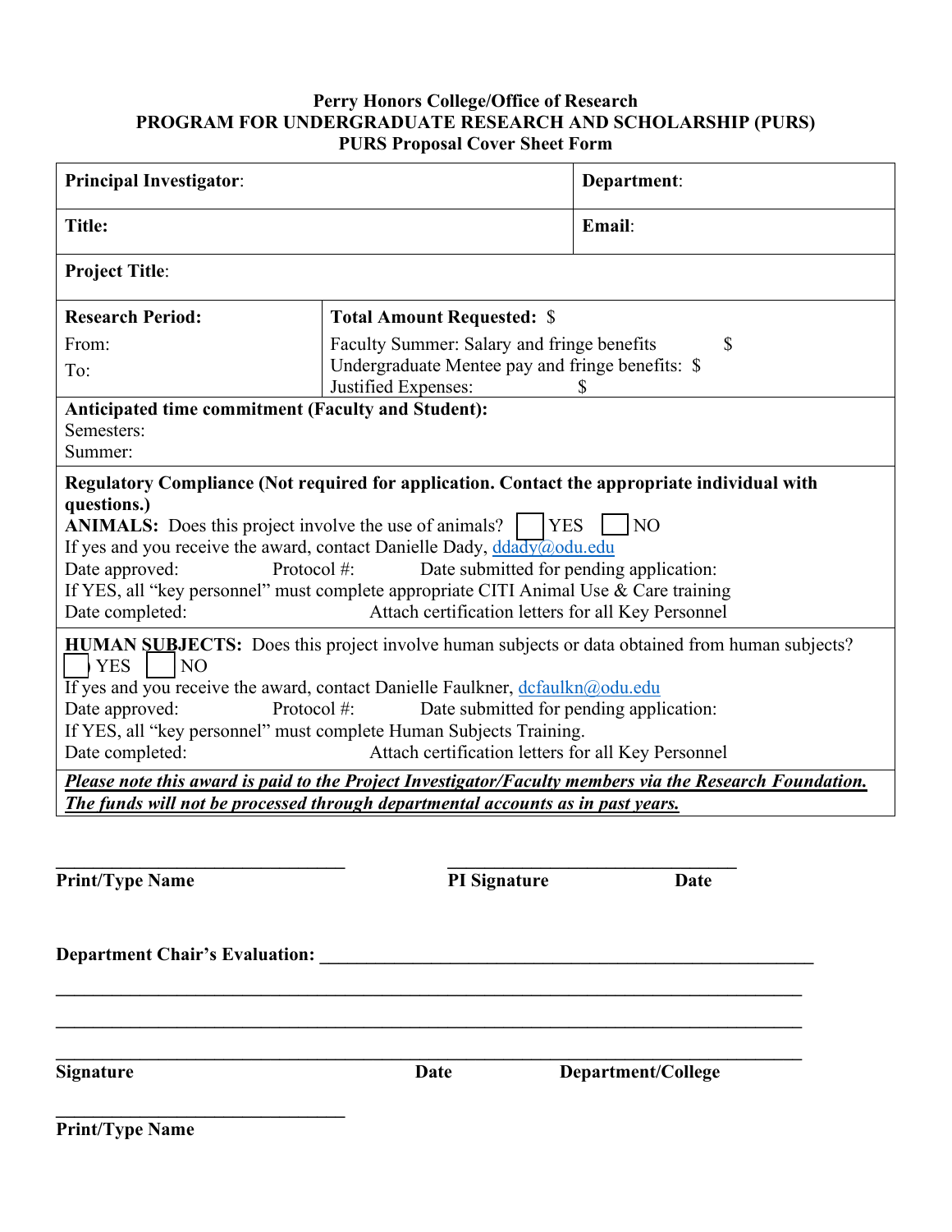**Perry Honors College/Office of Research**
**PROGRAM FOR UNDERGRADUATE RESEARCH AND SCHOLARSHIP (PURS)**
**PURS Proposal Cover Sheet Form**

| | |
|---|---|
| **Principal Investigator**: | **Department**: |
| **Title:** | **Email**: |
| **Project Title**: | |
| **Research Period:**<br>From:<br>To: | **Total Amount Requested:** $<br>Faculty Summer: Salary and fringe benefits $<br>Undergraduate Mentee pay and fringe benefits: $<br>Justified Expenses: $ |

**Anticipated time commitment (Faculty and Student):**
Semesters:
Summer:

**Regulatory Compliance (Not required for application. Contact the appropriate individual with questions.)**

**ANIMALS:** Does this project involve the use of animals? ☐ YES ☐ NO
If yes and you receive the award, contact Danielle Dady, ddady@odu.edu
Date approved: Protocol #: Date submitted for pending application:
If YES, all "key personnel" must complete appropriate CITI Animal Use & Care training
Date completed: Attach certification letters for all Key Personnel

**HUMAN SUBJECTS:** Does this project involve human subjects or data obtained from human subjects? ☐ YES ☐ NO
If yes and you receive the award, contact Danielle Faulkner, dcfaulkn@odu.edu
Date approved: Protocol #: Date submitted for pending application:
If YES, all "key personnel" must complete Human Subjects Training.
Date completed: Attach certification letters for all Key Personnel

***Please note this award is paid to the Project Investigator/Faculty members via the Research Foundation. The funds will not be processed through departmental accounts as in past years.***

______________________________ ______________________________
**Print/Type Name** **PI Signature** **Date**

**Department Chair's Evaluation:** ______________________________________________

________________________________________________________________________

________________________________________________________________________

________________________________________________________________________
**Signature** **Date** **Department/College**

______________________________
**Print/Type Name**